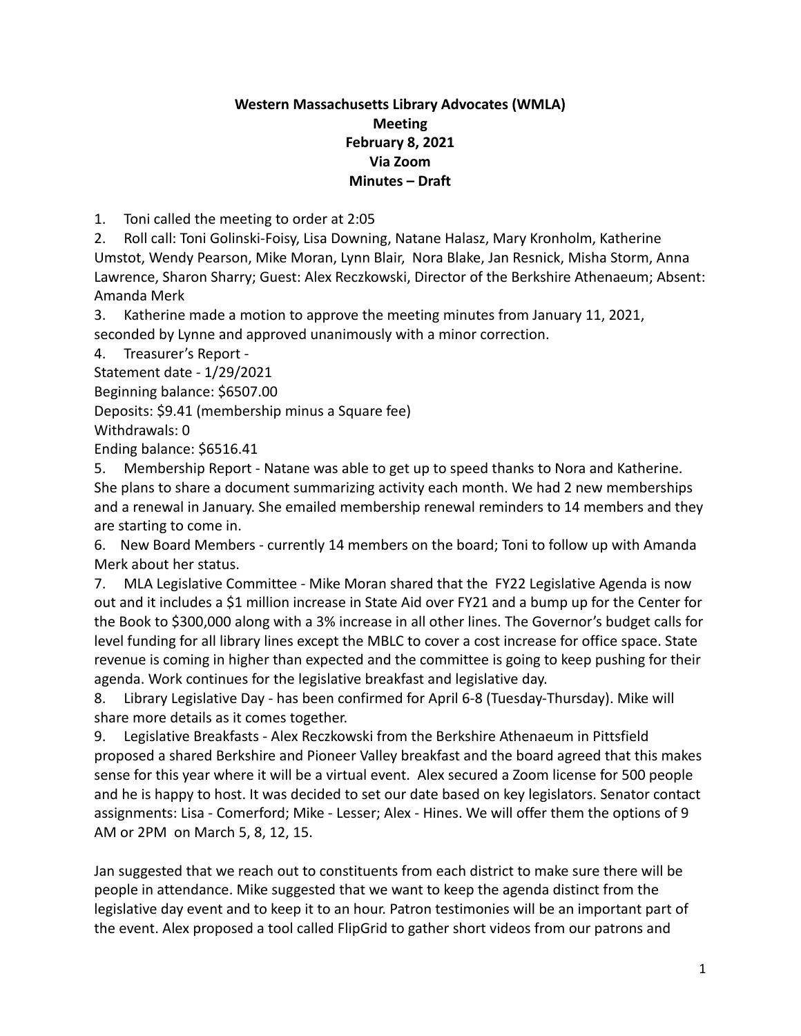**Western Massachusetts Library Advocates (WMLA)**
**Meeting**
**February 8, 2021**
**Via Zoom**
**Minutes – Draft**

1. Toni called the meeting to order at 2:05
2. Roll call: Toni Golinski-Foisy, Lisa Downing, Natane Halasz, Mary Kronholm, Katherine Umstot, Wendy Pearson, Mike Moran, Lynn Blair, Nora Blake, Jan Resnick, Misha Storm, Anna Lawrence, Sharon Sharry; Guest: Alex Reczkowski, Director of the Berkshire Athenaeum; Absent: Amanda Merk
3. Katherine made a motion to approve the meeting minutes from January 11, 2021, seconded by Lynne and approved unanimously with a minor correction.
4. Treasurer's Report -
Statement date - 1/29/2021
Beginning balance: $6507.00
Deposits: $9.41 (membership minus a Square fee)
Withdrawals: 0
Ending balance: $6516.41
5. Membership Report - Natane was able to get up to speed thanks to Nora and Katherine. She plans to share a document summarizing activity each month. We had 2 new memberships and a renewal in January. She emailed membership renewal reminders to 14 members and they are starting to come in.
6. New Board Members - currently 14 members on the board; Toni to follow up with Amanda Merk about her status.
7. MLA Legislative Committee - Mike Moran shared that the FY22 Legislative Agenda is now out and it includes a $1 million increase in State Aid over FY21 and a bump up for the Center for the Book to $300,000 along with a 3% increase in all other lines. The Governor's budget calls for level funding for all library lines except the MBLC to cover a cost increase for office space. State revenue is coming in higher than expected and the committee is going to keep pushing for their agenda. Work continues for the legislative breakfast and legislative day.
8. Library Legislative Day - has been confirmed for April 6-8 (Tuesday-Thursday). Mike will share more details as it comes together.
9. Legislative Breakfasts - Alex Reczkowski from the Berkshire Athenaeum in Pittsfield proposed a shared Berkshire and Pioneer Valley breakfast and the board agreed that this makes sense for this year where it will be a virtual event. Alex secured a Zoom license for 500 people and he is happy to host. It was decided to set our date based on key legislators. Senator contact assignments: Lisa - Comerford; Mike - Lesser; Alex - Hines. We will offer them the options of 9 AM or 2PM on March 5, 8, 12, 15.

Jan suggested that we reach out to constituents from each district to make sure there will be people in attendance. Mike suggested that we want to keep the agenda distinct from the legislative day event and to keep it to an hour. Patron testimonies will be an important part of the event. Alex proposed a tool called FlipGrid to gather short videos from our patrons and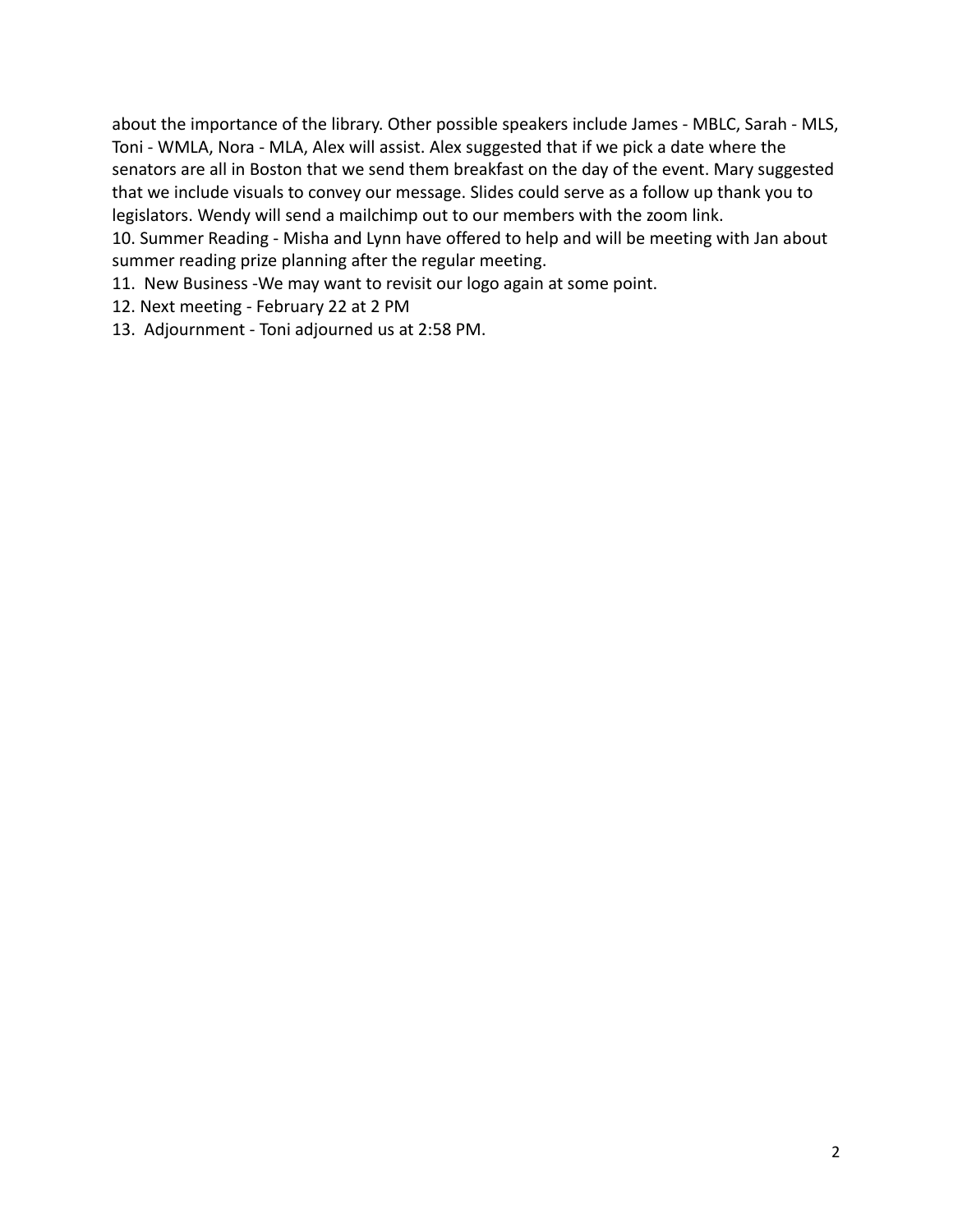about the importance of the library. Other possible speakers include James - MBLC, Sarah - MLS, Toni - WMLA, Nora - MLA, Alex will assist. Alex suggested that if we pick a date where the senators are all in Boston that we send them breakfast on the day of the event. Mary suggested that we include visuals to convey our message. Slides could serve as a follow up thank you to legislators. Wendy will send a mailchimp out to our members with the zoom link.

10. Summer Reading - Misha and Lynn have offered to help and will be meeting with Jan about summer reading prize planning after the regular meeting.

11. New Business -We may want to revisit our logo again at some point.

12. Next meeting - February 22 at 2 PM

13. Adjournment - Toni adjourned us at 2:58 PM.